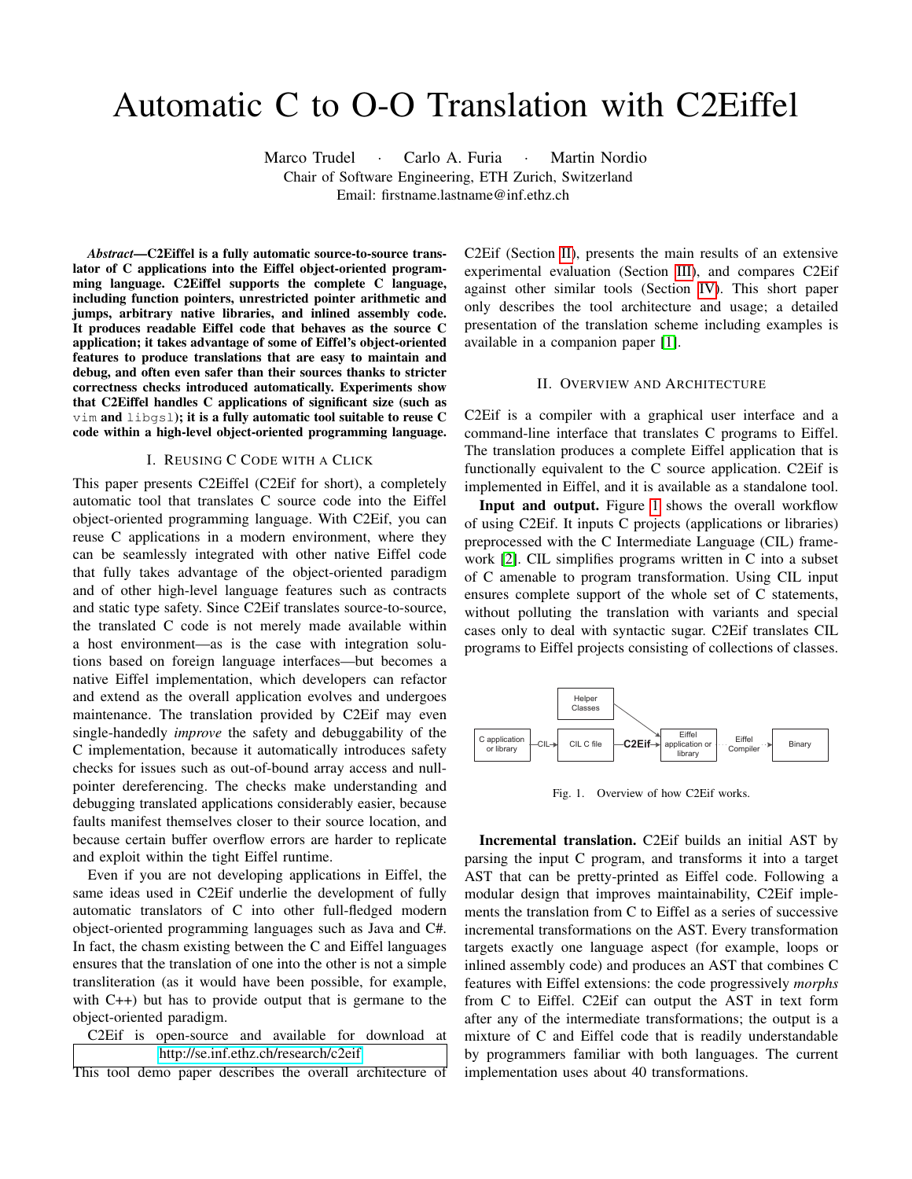# Automatic C to O-O Translation with C2Eiffel

Marco Trudel · Carlo A. Furia · Martin Nordio
Chair of Software Engineering, ETH Zurich, Switzerland
Email: firstname.lastname@inf.ethz.ch

***Abstract*—C2Eiffel is a fully automatic source-to-source translator of C applications into the Eiffel object-oriented programming language. C2Eiffel supports the complete C language, including function pointers, unrestricted pointer arithmetic and jumps, arbitrary native libraries, and inlined assembly code. It produces readable Eiffel code that behaves as the source C application; it takes advantage of some of Eiffel's object-oriented features to produce translations that are easy to maintain and debug, and often even safer than their sources thanks to stricter correctness checks introduced automatically. Experiments show that C2Eiffel handles C applications of significant size (such as `vim` and `libgsl`); it is a fully automatic tool suitable to reuse C code within a high-level object-oriented programming language.**

## I. Reusing C Code with a Click

This paper presents C2Eiffel (C2Eif for short), a completely automatic tool that translates C source code into the Eiffel object-oriented programming language. With C2Eif, you can reuse C applications in a modern environment, where they can be seamlessly integrated with other native Eiffel code that fully takes advantage of the object-oriented paradigm and of other high-level language features such as contracts and static type safety. Since C2Eif translates source-to-source, the translated C code is not merely made available within a host environment—as is the case with integration solutions based on foreign language interfaces—but becomes a native Eiffel implementation, which developers can refactor and extend as the overall application evolves and undergoes maintenance. The translation provided by C2Eif may even single-handedly *improve* the safety and debuggability of the C implementation, because it automatically introduces safety checks for issues such as out-of-bound array access and null-pointer dereferencing. The checks make understanding and debugging translated applications considerably easier, because faults manifest themselves closer to their source location, and because certain buffer overflow errors are harder to replicate and exploit within the tight Eiffel runtime.

Even if you are not developing applications in Eiffel, the same ideas used in C2Eif underlie the development of fully automatic translators of C into other full-fledged modern object-oriented programming languages such as Java and C#. In fact, the chasm existing between the C and Eiffel languages ensures that the translation of one into the other is not a simple transliteration (as it would have been possible, for example, with C++) but has to provide output that is germane to the object-oriented paradigm.

C2Eif is open-source and available for download at

http://se.inf.ethz.ch/research/c2eif

This tool demo paper describes the overall architecture of C2Eif (Section II), presents the main results of an extensive experimental evaluation (Section III), and compares C2Eif against other similar tools (Section IV). This short paper only describes the tool architecture and usage; a detailed presentation of the translation scheme including examples is available in a companion paper [1].

## II. Overview and Architecture

C2Eif is a compiler with a graphical user interface and a command-line interface that translates C programs to Eiffel. The translation produces a complete Eiffel application that is functionally equivalent to the C source application. C2Eif is implemented in Eiffel, and it is available as a standalone tool.

**Input and output.** Figure 1 shows the overall workflow of using C2Eif. It inputs C projects (applications or libraries) preprocessed with the C Intermediate Language (CIL) framework [2]. CIL simplifies programs written in C into a subset of C amenable to program transformation. Using CIL input ensures complete support of the whole set of C statements, without polluting the translation with variants and special cases only to deal with syntactic sugar. C2Eif translates CIL programs to Eiffel projects consisting of collections of classes.

C application or library —CIL→ CIL C file —C2Eif→ Eiffel application or library ··Eiffel Compiler··→ Binary
(Helper Classes → Eiffel application or library)

Fig. 1. Overview of how C2Eif works.

**Incremental translation.** C2Eif builds an initial AST by parsing the input C program, and transforms it into a target AST that can be pretty-printed as Eiffel code. Following a modular design that improves maintainability, C2Eif implements the translation from C to Eiffel as a series of successive incremental transformations on the AST. Every transformation targets exactly one language aspect (for example, loops or inlined assembly code) and produces an AST that combines C features with Eiffel extensions: the code progressively *morphs* from C to Eiffel. C2Eif can output the AST in text form after any of the intermediate transformations; the output is a mixture of C and Eiffel code that is readily understandable by programmers familiar with both languages. The current implementation uses about 40 transformations.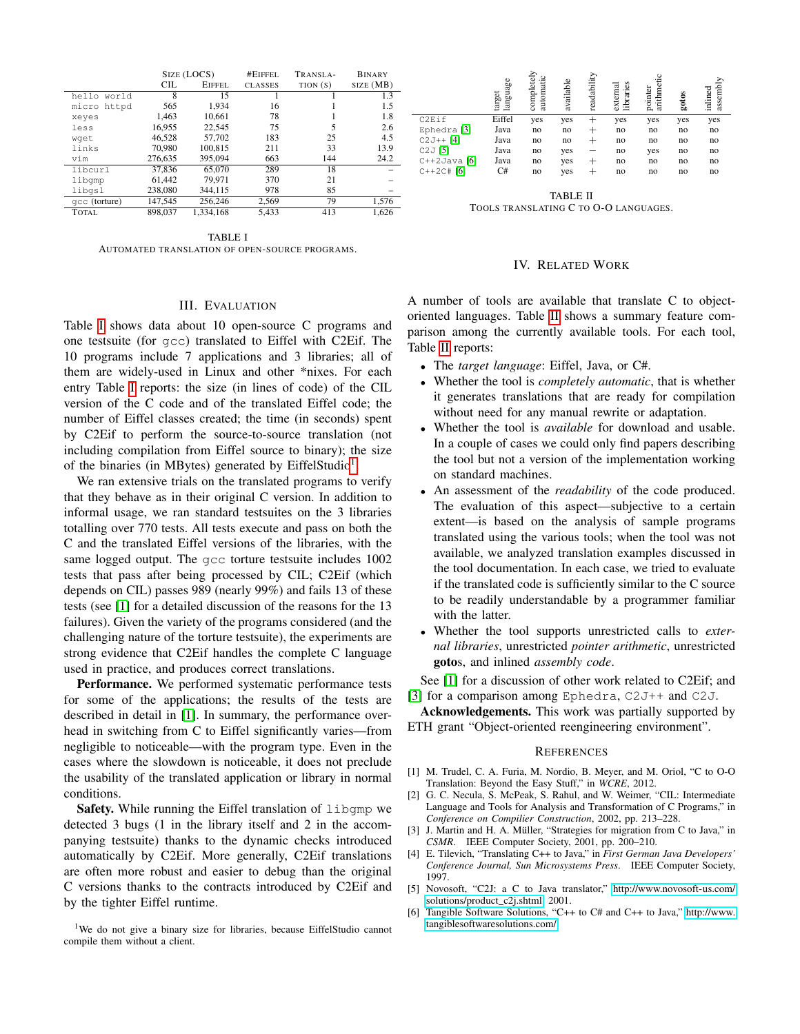| | Size (LOCs) | | #Eiffel | Transla- | Binary |
|---|---|---|---|---|---|
| | CIL | Eiffel | classes | tion (s) | size (MB) |
| hello world | 8 | 15 | 1 | 1 | 1.3 |
| micro httpd | 565 | 1,934 | 16 | 1 | 1.5 |
| xeyes | 1,463 | 10,661 | 78 | 1 | 1.8 |
| less | 16,955 | 22,545 | 75 | 5 | 2.6 |
| wget | 46,528 | 57,702 | 183 | 25 | 4.5 |
| links | 70,980 | 100,815 | 211 | 33 | 13.9 |
| vim | 276,635 | 395,094 | 663 | 144 | 24.2 |
| libcurl | 37,836 | 65,070 | 289 | 18 | – |
| libgmp | 61,442 | 79,971 | 370 | 21 | – |
| libgsl | 238,080 | 344,115 | 978 | 85 | – |
| gcc (torture) | 147,545 | 256,246 | 2,569 | 79 | 1,576 |
| Total | 898,037 | 1,334,168 | 5,433 | 413 | 1,626 |

TABLE I
AUTOMATED TRANSLATION OF OPEN-SOURCE PROGRAMS.

## III. Evaluation

Table I shows data about 10 open-source C programs and one testsuite (for gcc) translated to Eiffel with C2Eif. The 10 programs include 7 applications and 3 libraries; all of them are widely-used in Linux and other *nixes. For each entry Table I reports: the size (in lines of code) of the CIL version of the C code and of the translated Eiffel code; the number of Eiffel classes created; the time (in seconds) spent by C2Eif to perform the source-to-source translation (not including compilation from Eiffel source to binary); the size of the binaries (in MBytes) generated by EiffelStudio[1].

We ran extensive trials on the translated programs to verify that they behave as in their original C version. In addition to informal usage, we ran standard testsuites on the 3 libraries totalling over 770 tests. All tests execute and pass on both the C and the translated Eiffel versions of the libraries, with the same logged output. The gcc torture testsuite includes 1002 tests that pass after being processed by CIL; C2Eif (which depends on CIL) passes 989 (nearly 99%) and fails 13 of these tests (see [1] for a detailed discussion of the reasons for the 13 failures). Given the variety of the programs considered (and the challenging nature of the torture testsuite), the experiments are strong evidence that C2Eif handles the complete C language used in practice, and produces correct translations.

**Performance.** We performed systematic performance tests for some of the applications; the results of the tests are described in detail in [1]. In summary, the performance overhead in switching from C to Eiffel significantly varies—from negligible to noticeable—with the program type. Even in the cases where the slowdown is noticeable, it does not preclude the usability of the translated application or library in normal conditions.

**Safety.** While running the Eiffel translation of libgmp we detected 3 bugs (1 in the library itself and 2 in the accompanying testsuite) thanks to the dynamic checks introduced automatically by C2Eif. More generally, C2Eif translations are often more robust and easier to debug than the original C versions thanks to the contracts introduced by C2Eif and by the tighter Eiffel runtime.

[1]We do not give a binary size for libraries, because EiffelStudio cannot compile them without a client.

| | target language | completely automatic | available | readability | external libraries | pointer arithmetic | **gotos** | inlined assembly |
|---|---|---|---|---|---|---|---|---|
| C2Eif | Eiffel | yes | yes | + | yes | yes | yes | yes |
| Ephedra [3] | Java | no | no | + | no | no | no | no |
| C2J++ [4] | Java | no | no | + | no | no | no | no |
| C2J [5] | Java | no | yes | – | no | yes | no | no |
| C++2Java [6] | Java | no | yes | + | no | no | no | no |
| C++2C# [6] | C# | no | yes | + | no | no | no | no |

TABLE II
TOOLS TRANSLATING C TO O-O LANGUAGES.

## IV. Related Work

A number of tools are available that translate C to object-oriented languages. Table II shows a summary feature comparison among the currently available tools. For each tool, Table II reports:

- The *target language*: Eiffel, Java, or C#.
- Whether the tool is *completely automatic*, that is whether it generates translations that are ready for compilation without need for any manual rewrite or adaptation.
- Whether the tool is *available* for download and usable. In a couple of cases we could only find papers describing the tool but not a version of the implementation working on standard machines.
- An assessment of the *readability* of the code produced. The evaluation of this aspect—subjective to a certain extent—is based on the analysis of sample programs translated using the various tools; when the tool was not available, we analyzed translation examples discussed in the tool documentation. In each case, we tried to evaluate if the translated code is sufficiently similar to the C source to be readily understandable by a programmer familiar with the latter.
- Whether the tool supports unrestricted calls to *external libraries*, unrestricted *pointer arithmetic*, unrestricted **goto**s, and inlined *assembly code*.

See [1] for a discussion of other work related to C2Eif; and [3] for a comparison among Ephedra, C2J++ and C2J.

**Acknowledgements.** This work was partially supported by ETH grant "Object-oriented reengineering environment".

## References

[1] M. Trudel, C. A. Furia, M. Nordio, B. Meyer, and M. Oriol, "C to O-O Translation: Beyond the Easy Stuff," in *WCRE*, 2012.

[2] G. C. Necula, S. McPeak, S. Rahul, and W. Weimer, "CIL: Intermediate Language and Tools for Analysis and Transformation of C Programs," in *Conference on Compilier Construction*, 2002, pp. 213–228.

[3] J. Martin and H. A. Müller, "Strategies for migration from C to Java," in *CSMR*. IEEE Computer Society, 2001, pp. 200–210.

[4] E. Tilevich, "Translating C++ to Java," in *First German Java Developers' Conference Journal, Sun Microsystems Press*. IEEE Computer Society, 1997.

[5] Novosoft, "C2J: a C to Java translator," http://www.novosoft-us.com/solutions/product_c2j.shtml, 2001.

[6] Tangible Software Solutions, "C++ to C# and C++ to Java," http://www.tangiblesoftwaresolutions.com/.